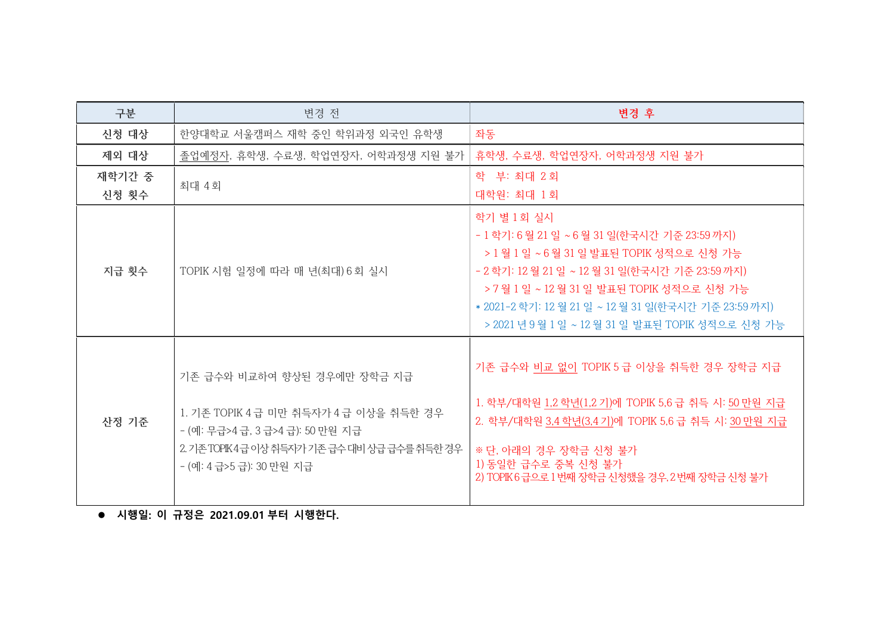| 구분 | 변경 전 | 변경 후 |
|---|---|---|
| 신청 대상 | 한양대학교 서울캠퍼스 재학 중인 학위과정 외국인 유학생 | 좌동 |
| 제외 대상 | 졸업예정자, 휴학생, 수료생, 학업연장자, 어학과정생 지원 불가 | 휴학생, 수료생, 학업연장자, 어학과정생 지원 불가 |
| 재학기간 중 신청 횟수 | 최대 4회 | 학 부: 최대 2회<br>대학원: 최대 1회 |
| 지급 횟수 | TOPIK 시험 일정에 따라 매 년(최대) 6회 실시 | 학기 별 1회 실시<br>- 1학기: 6월 21일 ~ 6월 31일(한국시간 기준 23:59까지)<br>> 1월 1일 ~ 6월 31일 발표된 TOPIK 성적으로 신청 가능<br>- 2학기: 12월 21일 ~ 12월 31일(한국시간 기준 23:59까지)<br>> 7월 1일 ~ 12월 31일 발표된 TOPIK 성적으로 신청 가능<br>* 2021-2학기: 12월 21일 ~ 12월 31일(한국시간 기준 23:59까지)<br>> 2021년 9월 1일 ~ 12월 31일 발표된 TOPIK 성적으로 신청 가능 |
| 산정 기준 | 기존 급수와 비교하여 향상된 경우에만 장학금 지급<br><br>1. 기존 TOPIK 4급 미만 취득자가 4급 이상을 취득한 경우<br>- (예: 무급>4급, 3급>4급): 50만원 지급<br>2. 기존 TOPIK 4급 이상 취득자가 기존 급수 대비 상급 급수를 취득한 경우<br>- (예: 4급>5급): 30만원 지급 | 기존 급수와 비교 없이 TOPIK 5급 이상을 취득한 경우 장학금 지급<br><br>1. 학부/대학원 1,2학년(1,2기)에 TOPIK 5,6급 취득 시: 50만원 지급<br>2. 학부/대학원 3,4학년(3,4기)에 TOPIK 5,6급 취득 시: 30만원 지급<br><br>※ 단, 아래의 경우 장학금 신청 불가<br>1) 동일한 급수로 중복 신청 불가<br>2) TOPIK 6급으로 1번째 장학금 신청했을 경우, 2번째 장학금 신청 불가 |

- **시행일: 이 규정은 2021.09.01 부터 시행한다.**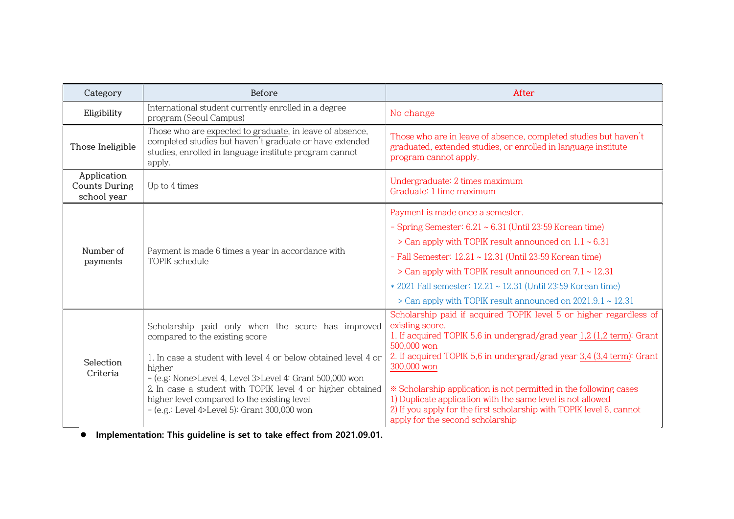| Category | Before | After |
|---|---|---|
| Eligibility | International student currently enrolled in a degree program (Seoul Campus) | No change |
| Those Ineligible | Those who are expected to graduate, in leave of absence, completed studies but haven't graduate or have extended studies, enrolled in language institute program cannot apply. | Those who are in leave of absence, completed studies but haven't graduated, extended studies, or enrolled in language institute program cannot apply. |
| Application Counts During school year | Up to 4 times | Undergraduate: 2 times maximum<br>Graduate: 1 time maximum |
| Number of payments | Payment is made 6 times a year in accordance with TOPIK schedule | Payment is made once a semester.<br>- Spring Semester: 6.21 ~ 6.31 (Until 23:59 Korean time)<br>> Can apply with TOPIK result announced on 1.1 ~ 6.31<br>- Fall Semester: 12.21 ~ 12.31 (Until 23:59 Korean time)<br>> Can apply with TOPIK result announced on 7.1 ~ 12.31<br>* 2021 Fall semester: 12.21 ~ 12.31 (Until 23:59 Korean time)<br>> Can apply with TOPIK result announced on 2021.9.1 ~ 12.31 |
| Selection Criteria | Scholarship paid only when the score has improved compared to the existing score<br><br>1. In case a student with level 4 or below obtained level 4 or higher<br>- (e.g: None>Level 4, Level 3>Level 4: Grant 500,000 won<br>2. In case a student with TOPIK level 4 or higher obtained higher level compared to the existing level<br>- (e.g.: Level 4>Level 5): Grant 300,000 won | Scholarship paid if acquired TOPIK level 5 or higher regardless of existing score.<br>1. If acquired TOPIK 5,6 in undergrad/grad year 1,2 (1,2 term): Grant 500,000 won<br>2. If acquired TOPIK 5,6 in undergrad/grad year 3,4 (3,4 term): Grant 300,000 won<br><br>※ Scholarship application is not permitted in the following cases<br>1) Duplicate application with the same level is not allowed<br>2) If you apply for the first scholarship with TOPIK level 6, cannot apply for the second scholarship |

- **Implementation: This guideline is set to take effect from 2021.09.01.**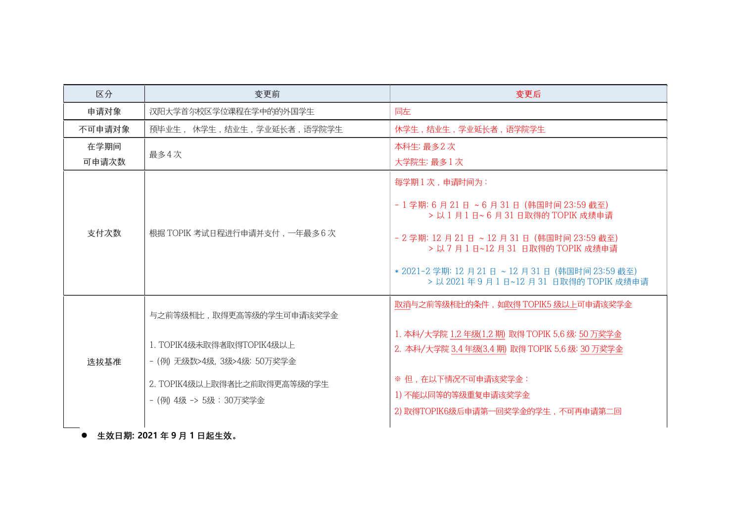| 区分 | 变更前 | 变更后 |
|---|---|---|
| 申请对象 | 汉阳大学首尔校区学位课程在学中的的外国学生 | 同左 |
| 不可申请对象 | 预毕业生， 休学生，结业生，学业延长者，语学院学生 | 休学生，结业生，学业延长者，语学院学生 |
| 在学期间<br>可申请次数 | 最多 4 次 | 本科生: 最多 2 次<br>大学院生: 最多 1 次 |
| 支付次数 | 根据 TOPIK 考试日程进行申请并支付，一年最多 6 次 | 每学期 1 次，申请时间为：<br><br>- 1 学期: 6 月 21 日 ~ 6 月 31 日 (韩国时间 23:59 截至)<br>> 以 1 月 1 日~ 6 月 31 日取得的 TOPIK 成绩申请<br><br>- 2 学期: 12 月 21 日 ~ 12 月 31 日 (韩国时间 23:59 截至)<br>> 以 7 月 1 日~12 月 31 日取得的 TOPIK 成绩申请<br><br>* 2021-2 学期: 12 月 21 日 ~ 12 月 31 日 (韩国时间 23:59 截至)<br>> 以 2021 年 9 月 1 日~12 月 31 日取得的 TOPIK 成绩申请 |
| 选拔基准 | 与之前等级相比，取得更高等级的学生可申请该奖学金<br><br>1. TOPIK4级未取得者取得TOPIK4级以上<br>- (例) 无级数>4级, 3级>4级: 50万奖学金<br><br>2. TOPIK4级以上取得者比之前取得更高等级的学生<br>- (例) 4级 -> 5级：30万奖学金 | 取消与之前等级相比的条件，如取得 TOPIK5 级以上可申请该奖学金<br><br>1. 本科/大学院 1,2 年级(1,2 期) 取得 TOPIK 5,6 级: 50 万奖学金<br>2. 本科/大学院 3,4 年级(3,4 期) 取得 TOPIK 5,6 级: 30 万奖学金<br><br>※ 但，在以下情况不可申请该奖学金：<br>1) 不能以同等的等级重复申请该奖学金<br>2) 取得TOPIK6级后申请第一回奖学金的学生，不可再申请第二回 |

- **生效日期: 2021 年 9 月 1 日起生效。**